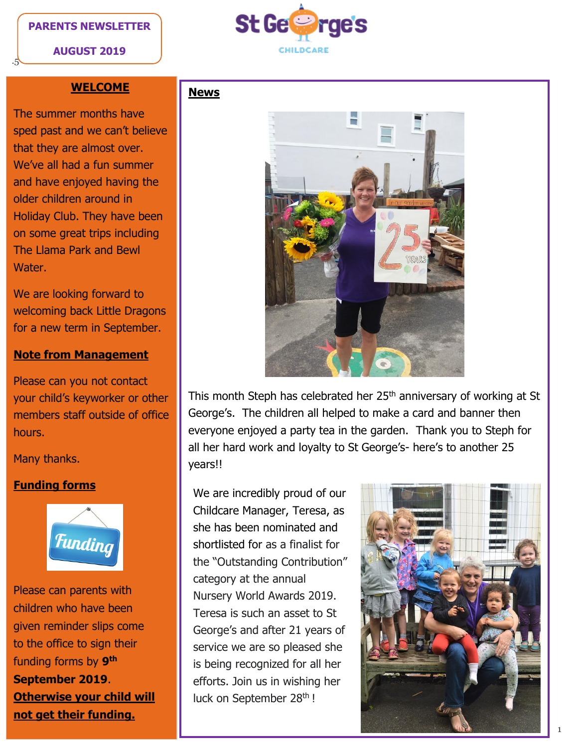**PARENTS NEWSLETTER**

**AUGUST 2019**

St George's CHILDCARE

## WELCOME

The summer months have sped past and we can't believe that they are almost over. We've all had a fun summer and have enjoyed having the older children around in Holiday Club. They have been on some great trips including The Llama Park and Bewl Water.

We are looking forward to welcoming back Little Dragons for a new term in September.

## Note from Management

Please can you not contact your child's keyworker or other members staff outside of office hours.

Many thanks.

## Funding forms

Please can parents with children who have been given reminder slips come to the office to sign their funding forms by **9th September 2019**. **Otherwise your child will not get their funding.**

## News

This month Steph has celebrated her 25th anniversary of working at St George's. The children all helped to make a card and banner then everyone enjoyed a party tea in the garden. Thank you to Steph for all her hard work and loyalty to St George's- here's to another 25 years!!

We are incredibly proud of our Childcare Manager, Teresa, as she has been nominated and shortlisted for as a finalist for the "Outstanding Contribution" category at the annual Nursery World Awards 2019. Teresa is such an asset to St George's and after 21 years of service we are so pleased she is being recognized for all her efforts. Join us in wishing her luck on September 28th !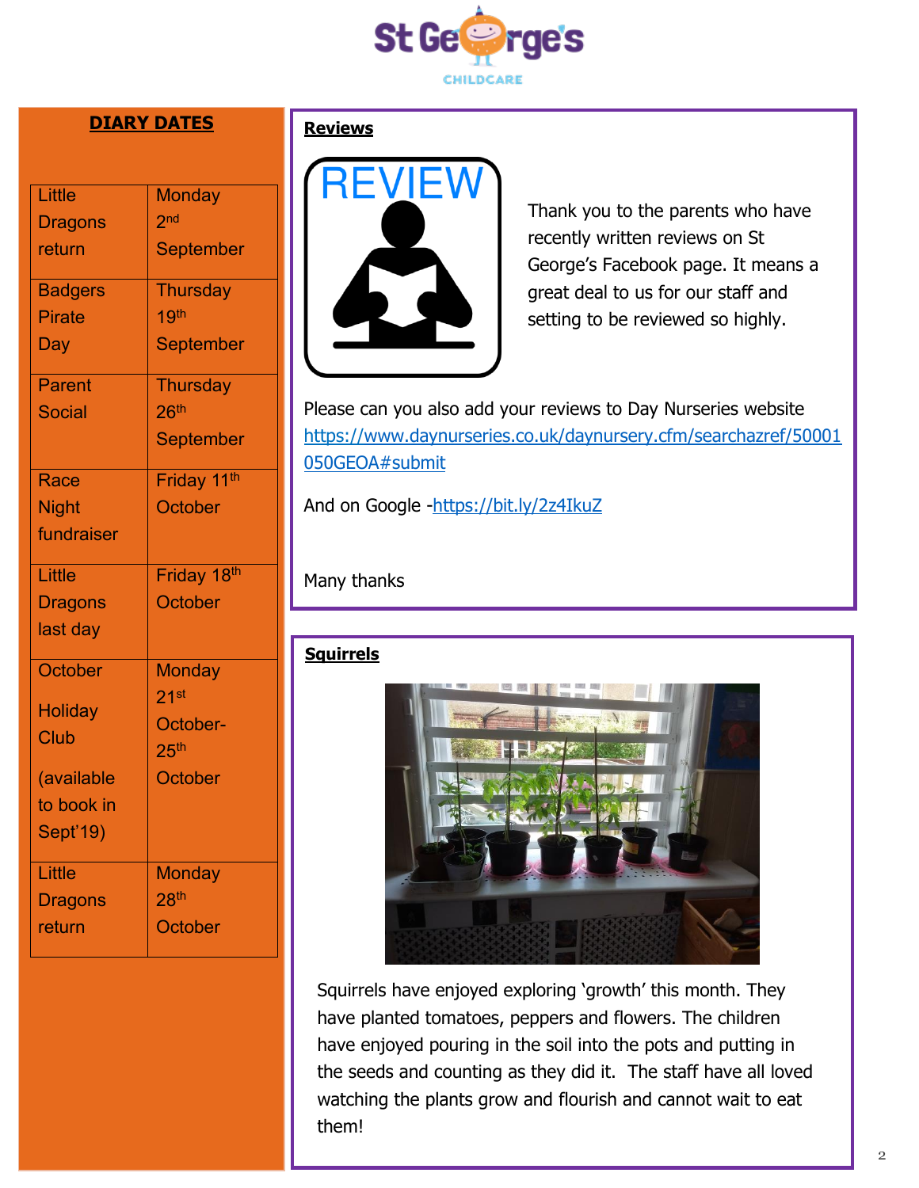## DIARY DATES

| Event | Date |
| --- | --- |
| Little Dragons return | Monday 2nd September |
| Badgers Pirate Day | Thursday 19th September |
| Parent Social | Thursday 26th September |
| Race Night fundraiser | Friday 11th October |
| Little Dragons last day | Friday 18th October |
| October Holiday Club (available to book in Sept'19) | Monday 21st October- 25th October |
| Little Dragons return | Monday 28th October |

## Reviews

Thank you to the parents who have recently written reviews on St George's Facebook page. It means a great deal to us for our staff and setting to be reviewed so highly.

Please can you also add your reviews to Day Nurseries website https://www.daynurseries.co.uk/daynursery.cfm/searchazref/50001050GEOA#submit

And on Google -https://bit.ly/2z4IkuZ

Many thanks

## Squirrels

Squirrels have enjoyed exploring 'growth' this month. They have planted tomatoes, peppers and flowers. The children have enjoyed pouring in the soil into the pots and putting in the seeds and counting as they did it. The staff have all loved watching the plants grow and flourish and cannot wait to eat them!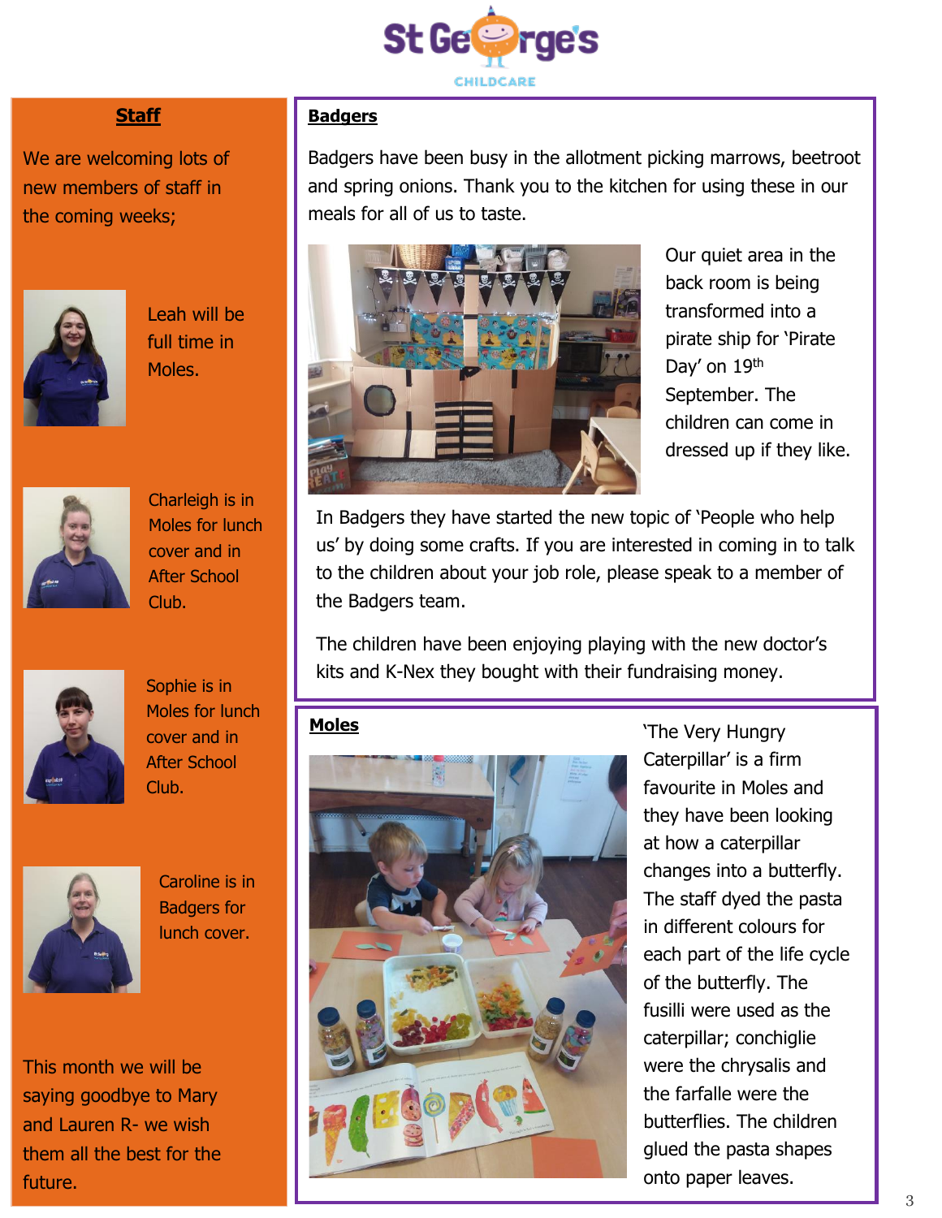## Staff

We are welcoming lots of new members of staff in the coming weeks;

Leah will be full time in Moles.

Charleigh is in Moles for lunch cover and in After School Club.

Sophie is in Moles for lunch cover and in After School Club.

Caroline is in Badgers for lunch cover.

This month we will be saying goodbye to Mary and Lauren R- we wish them all the best for the future.

## Badgers

Badgers have been busy in the allotment picking marrows, beetroot and spring onions. Thank you to the kitchen for using these in our meals for all of us to taste.

Our quiet area in the back room is being transformed into a pirate ship for 'Pirate Day' on 19th September. The children can come in dressed up if they like.

In Badgers they have started the new topic of 'People who help us' by doing some crafts. If you are interested in coming in to talk to the children about your job role, please speak to a member of the Badgers team.

The children have been enjoying playing with the new doctor's kits and K-Nex they bought with their fundraising money.

## Moles

'The Very Hungry Caterpillar' is a firm favourite in Moles and they have been looking at how a caterpillar changes into a butterfly. The staff dyed the pasta in different colours for each part of the life cycle of the butterfly. The fusilli were used as the caterpillar; conchiglie were the chrysalis and the farfalle were the butterflies. The children glued the pasta shapes onto paper leaves.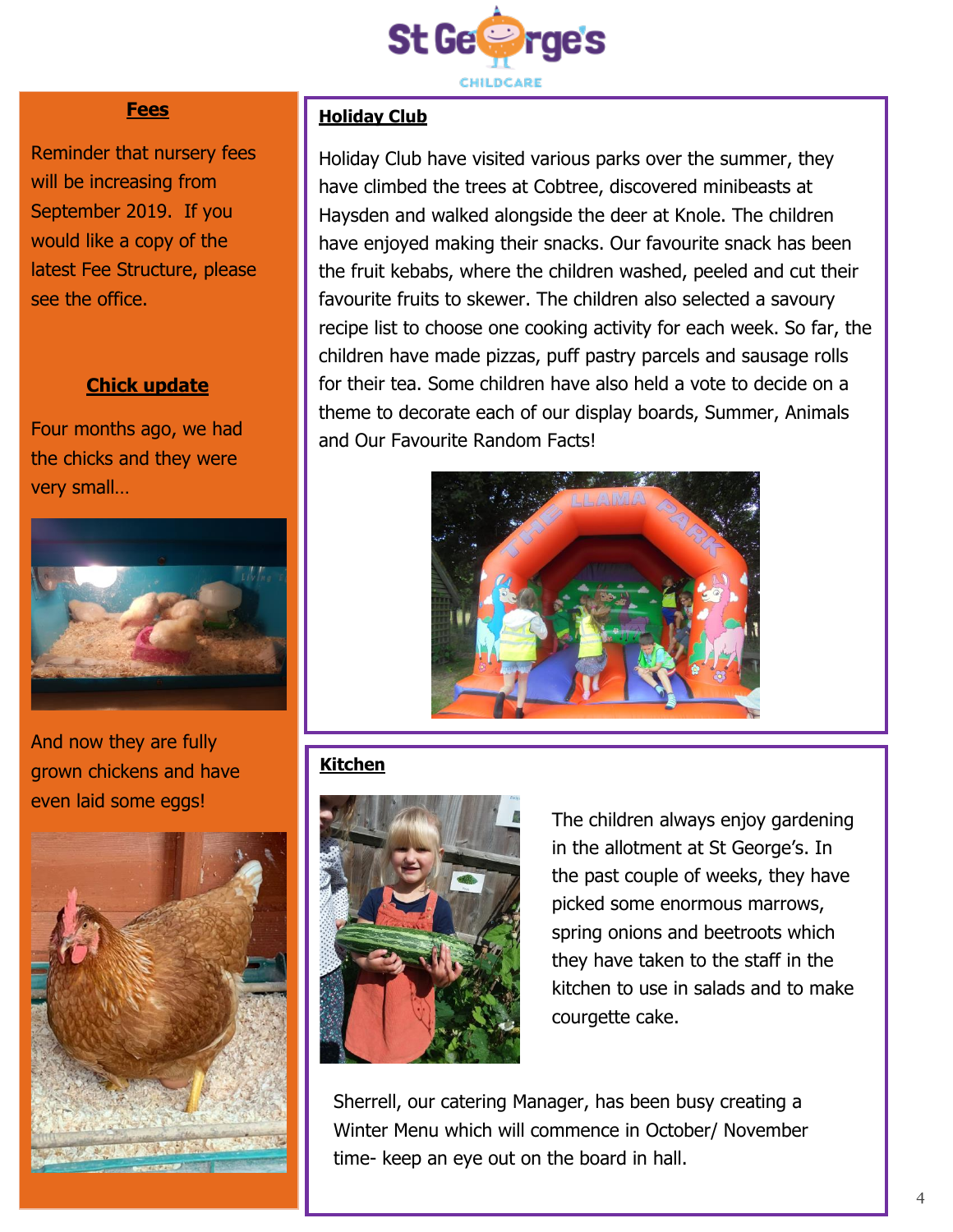## Fees

Reminder that nursery fees will be increasing from September 2019. If you would like a copy of the latest Fee Structure, please see the office.

## Chick update

Four months ago, we had the chicks and they were very small…

And now they are fully grown chickens and have even laid some eggs!

## Holiday Club

Holiday Club have visited various parks over the summer, they have climbed the trees at Cobtree, discovered minibeasts at Haysden and walked alongside the deer at Knole. The children have enjoyed making their snacks. Our favourite snack has been the fruit kebabs, where the children washed, peeled and cut their favourite fruits to skewer. The children also selected a savoury recipe list to choose one cooking activity for each week. So far, the children have made pizzas, puff pastry parcels and sausage rolls for their tea. Some children have also held a vote to decide on a theme to decorate each of our display boards, Summer, Animals and Our Favourite Random Facts!

## Kitchen

The children always enjoy gardening in the allotment at St George's. In the past couple of weeks, they have picked some enormous marrows, spring onions and beetroots which they have taken to the staff in the kitchen to use in salads and to make courgette cake.

Sherrell, our catering Manager, has been busy creating a Winter Menu which will commence in October/ November time- keep an eye out on the board in hall.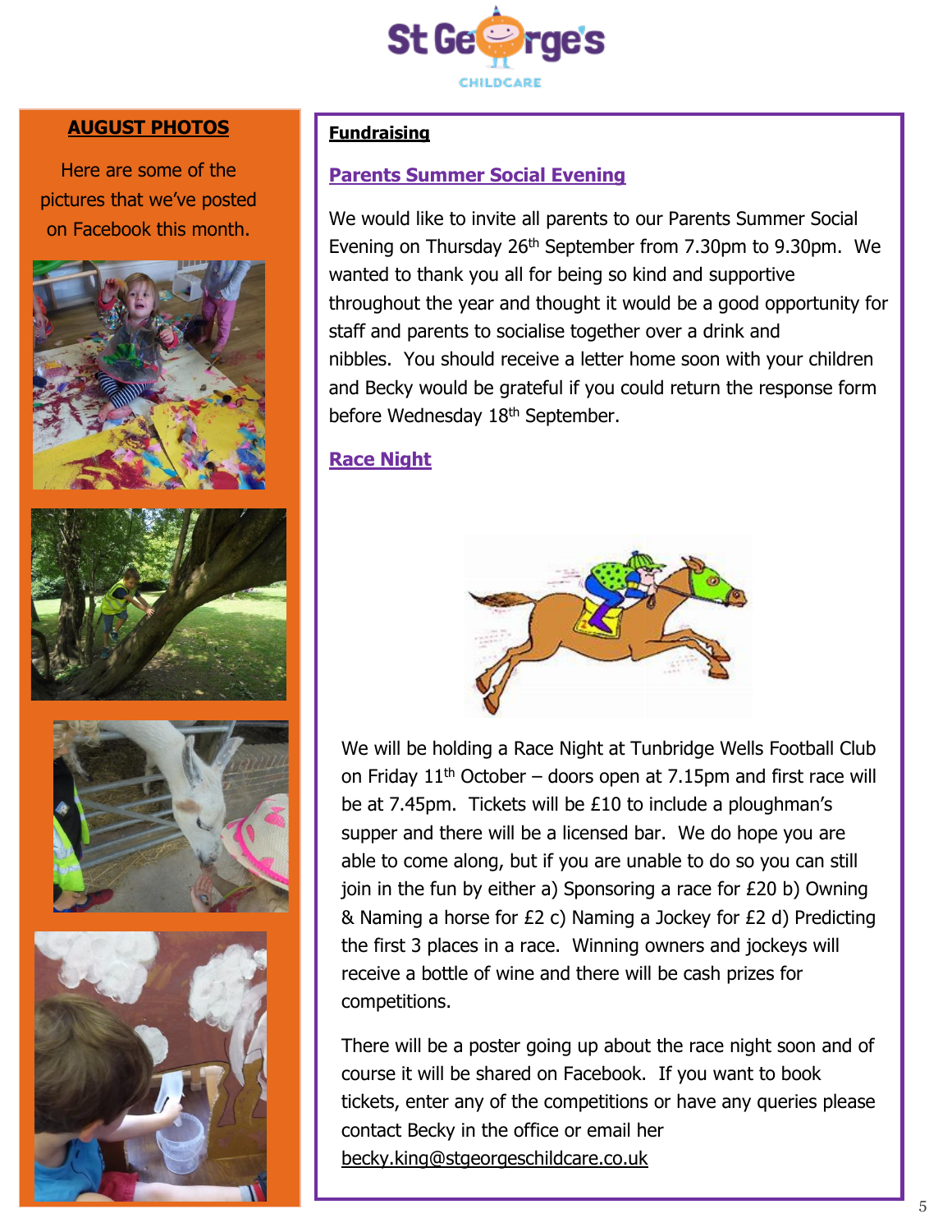**AUGUST PHOTOS**

Here are some of the pictures that we've posted on Facebook this month.

**Fundraising**

**Parents Summer Social Evening**

We would like to invite all parents to our Parents Summer Social Evening on Thursday 26th September from 7.30pm to 9.30pm. We wanted to thank you all for being so kind and supportive throughout the year and thought it would be a good opportunity for staff and parents to socialise together over a drink and nibbles. You should receive a letter home soon with your children and Becky would be grateful if you could return the response form before Wednesday 18th September.

**Race Night**

We will be holding a Race Night at Tunbridge Wells Football Club on Friday 11th October – doors open at 7.15pm and first race will be at 7.45pm. Tickets will be £10 to include a ploughman's supper and there will be a licensed bar. We do hope you are able to come along, but if you are unable to do so you can still join in the fun by either a) Sponsoring a race for £20 b) Owning & Naming a horse for £2 c) Naming a Jockey for £2 d) Predicting the first 3 places in a race. Winning owners and jockeys will receive a bottle of wine and there will be cash prizes for competitions.

There will be a poster going up about the race night soon and of course it will be shared on Facebook. If you want to book tickets, enter any of the competitions or have any queries please contact Becky in the office or email her becky.king@stgeorgeschildcare.co.uk